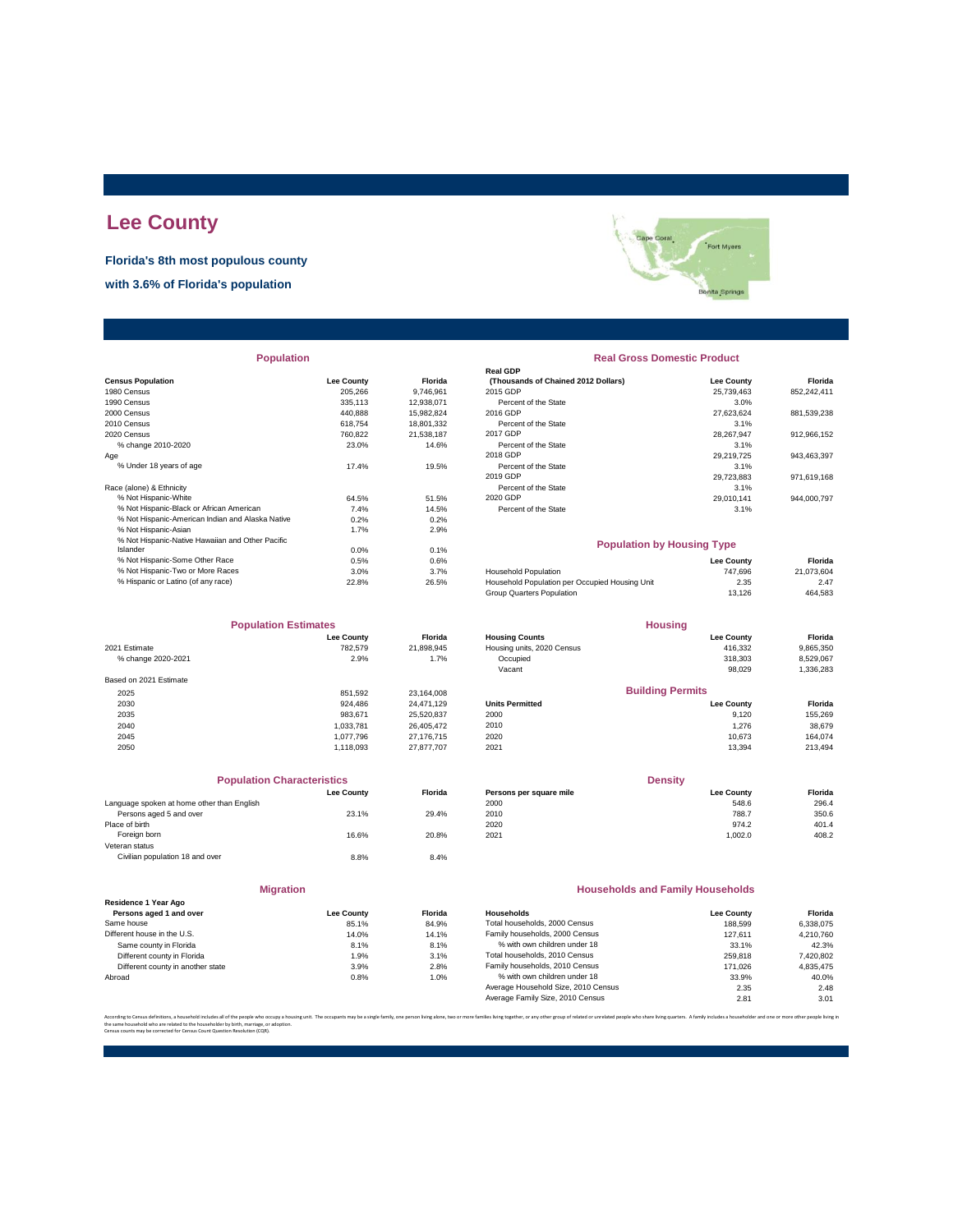# Lee County

**Florida's 8th most populous county**

**with 3.6% of Florida's population**

## Population

| Census Population | Lee County | Florida |
|---|---|---|
| 1980 Census | 205,266 | 9,746,961 |
| 1990 Census | 335,113 | 12,938,071 |
| 2000 Census | 440,888 | 15,982,824 |
| 2010 Census | 618,754 | 18,801,332 |
| 2020 Census | 760,822 | 21,538,187 |
| % change 2010-2020 | 23.0% | 14.6% |
| Age | | |
| % Under 18 years of age | 17.4% | 19.5% |
| Race (alone) & Ethnicity | | |
| % Not Hispanic-White | 64.5% | 51.5% |
| % Not Hispanic-Black or African American | 7.4% | 14.5% |
| % Not Hispanic-American Indian and Alaska Native | 0.2% | 0.2% |
| % Not Hispanic-Asian | 1.7% | 2.9% |
| % Not Hispanic-Native Hawaiian and Other Pacific Islander | 0.0% | 0.1% |
| % Not Hispanic-Some Other Race | 0.5% | 0.6% |
| % Not Hispanic-Two or More Races | 3.0% | 3.7% |
| % Hispanic or Latino (of any race) | 22.8% | 26.5% |

## Real Gross Domestic Product

| Real GDP (Thousands of Chained 2012 Dollars) | Lee County | Florida |
|---|---|---|
| 2015 GDP | 25,739,463 | 852,242,411 |
| Percent of the State | 3.0% | |
| 2016 GDP | 27,623,624 | 881,539,238 |
| Percent of the State | 3.1% | |
| 2017 GDP | 28,267,947 | 912,966,152 |
| Percent of the State | 3.1% | |
| 2018 GDP | 29,219,725 | 943,463,397 |
| Percent of the State | 3.1% | |
| 2019 GDP | 29,723,883 | 971,619,168 |
| Percent of the State | 3.1% | |
| 2020 GDP | 29,010,141 | 944,000,797 |
| Percent of the State | 3.1% | |

## Population by Housing Type

| | Lee County | Florida |
|---|---|---|
| Household Population | 747,696 | 21,073,604 |
| Household Population per Occupied Housing Unit | 2.35 | 2.47 |
| Group Quarters Population | 13,126 | 464,583 |

## Population Estimates

| | Lee County | Florida |
|---|---|---|
| 2021 Estimate | 782,579 | 21,898,945 |
| % change 2020-2021 | 2.9% | 1.7% |
| Based on 2021 Estimate | | |
| 2025 | 851,592 | 23,164,008 |
| 2030 | 924,486 | 24,471,129 |
| 2035 | 983,671 | 25,520,837 |
| 2040 | 1,033,781 | 26,405,472 |
| 2045 | 1,077,796 | 27,176,715 |
| 2050 | 1,118,093 | 27,877,707 |

## Housing

| Housing Counts | Lee County | Florida |
|---|---|---|
| Housing units, 2020 Census | 416,332 | 9,865,350 |
| Occupied | 318,303 | 8,529,067 |
| Vacant | 98,029 | 1,336,283 |

## Building Permits

| Units Permitted | Lee County | Florida |
|---|---|---|
| 2000 | 9,120 | 155,269 |
| 2010 | 1,276 | 38,679 |
| 2020 | 10,673 | 164,074 |
| 2021 | 13,394 | 213,494 |

## Population Characteristics

| | Lee County | Florida |
|---|---|---|
| Language spoken at home other than English | | |
| Persons aged 5 and over | 23.1% | 29.4% |
| Place of birth | | |
| Foreign born | 16.6% | 20.8% |
| Veteran status | | |
| Civilian population 18 and over | 8.8% | 8.4% |

## Density

| Persons per square mile | Lee County | Florida |
|---|---|---|
| 2000 | 548.6 | 296.4 |
| 2010 | 788.7 | 350.6 |
| 2020 | 974.2 | 401.4 |
| 2021 | 1,002.0 | 408.2 |

## Migration

| Residence 1 Year Ago Persons aged 1 and over | Lee County | Florida |
|---|---|---|
| Same house | 85.1% | 84.9% |
| Different house in the U.S. | 14.0% | 14.1% |
| Same county in Florida | 8.1% | 8.1% |
| Different county in Florida | 1.9% | 3.1% |
| Different county in another state | 3.9% | 2.8% |
| Abroad | 0.8% | 1.0% |

## Households and Family Households

| Households | Lee County | Florida |
|---|---|---|
| Total households, 2000 Census | 188,599 | 6,338,075 |
| Family households, 2000 Census | 127,611 | 4,210,760 |
| % with own children under 18 | 33.1% | 42.3% |
| Total households, 2010 Census | 259,818 | 7,420,802 |
| Family households, 2010 Census | 171,026 | 4,835,475 |
| % with own children under 18 | 33.9% | 40.0% |
| Average Household Size, 2010 Census | 2.35 | 2.48 |
| Average Family Size, 2010 Census | 2.81 | 3.01 |

According to Census definitions, a household includes all of the people who occupy a housing unit. The occupants may be a single family, one person living alone, two or more families living together, or any other group of related or unrelated people who share living quarters. A family includes a householder and one or more other people living in the same household who are related to the householder by birth, marriage, or adoption.
Census counts may be corrected for Census Count Question Resolution (CQR).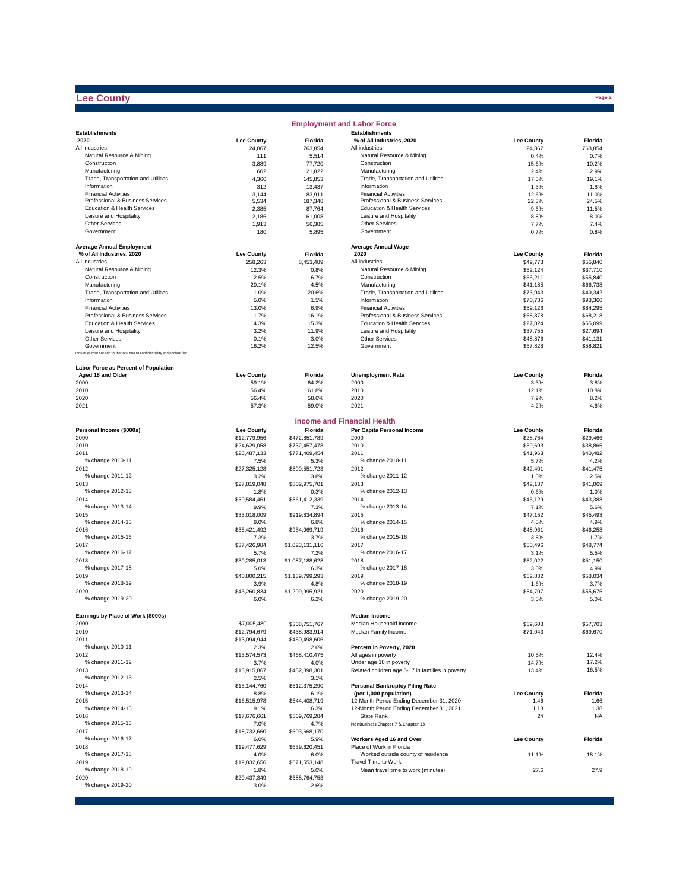# Lee County

## Employment and Labor Force

| Establishments 2020 | Lee County | Florida |
|---|---|---|
| All industries | 24,867 | 763,854 |
| Natural Resource & Mining | 111 | 5,514 |
| Construction | 3,889 | 77,720 |
| Manufacturing | 602 | 21,822 |
| Trade, Transportation and Utilities | 4,360 | 145,853 |
| Information | 312 | 13,437 |
| Financial Activities | 3,144 | 83,911 |
| Professional & Business Services | 5,534 | 187,348 |
| Education & Health Services | 2,385 | 87,764 |
| Leisure and Hospitality | 2,186 | 61,008 |
| Other Services | 1,913 | 56,385 |
| Government | 180 | 5,895 |

| Establishments % of All Industries, 2020 | Lee County | Florida |
|---|---|---|
| All industries | 24,867 | 763,854 |
| Natural Resource & Mining | 0.4% | 0.7% |
| Construction | 15.6% | 10.2% |
| Manufacturing | 2.4% | 2.9% |
| Trade, Transportation and Utilities | 17.5% | 19.1% |
| Information | 1.3% | 1.8% |
| Financial Activities | 12.6% | 11.0% |
| Professional & Business Services | 22.3% | 24.5% |
| Education & Health Services | 9.6% | 11.5% |
| Leisure and Hospitality | 8.8% | 8.0% |
| Other Services | 7.7% | 7.4% |
| Government | 0.7% | 0.8% |

| Average Annual Employment % of All Industries, 2020 | Lee County | Florida |
|---|---|---|
| All industries | 258,263 | 8,453,489 |
| Natural Resource & Mining | 12.3% | 0.8% |
| Construction | 2.5% | 6.7% |
| Manufacturing | 20.1% | 4.5% |
| Trade, Transportation and Utilities | 1.0% | 20.6% |
| Information | 5.0% | 1.5% |
| Financial Activities | 13.0% | 6.9% |
| Professional & Business Services | 11.7% | 16.1% |
| Education & Health Services | 14.3% | 15.3% |
| Leisure and Hospitality | 3.2% | 11.9% |
| Other Services | 0.1% | 3.0% |
| Government | 16.2% | 12.5% |

Industries may not add to the total due to confidentiality and unclassified.

| Average Annual Wage 2020 | Lee County | Florida |
|---|---|---|
| All industries | $49,773 | $55,840 |
| Natural Resource & Mining | $52,124 | $37,710 |
| Construction | $56,211 | $55,840 |
| Manufacturing | $41,185 | $66,738 |
| Trade, Transportation and Utilities | $73,943 | $49,342 |
| Information | $70,736 | $93,360 |
| Financial Activities | $59,126 | $84,295 |
| Professional & Business Services | $58,878 | $68,218 |
| Education & Health Services | $27,824 | $55,099 |
| Leisure and Hospitality | $37,755 | $27,694 |
| Other Services | $48,876 | $41,131 |
| Government | $57,828 | $58,821 |

| Labor Force as Percent of Population Aged 18 and Older | Lee County | Florida |
|---|---|---|
| 2000 | 59.1% | 64.2% |
| 2010 | 56.4% | 61.8% |
| 2020 | 56.4% | 58.6% |
| 2021 | 57.3% | 59.0% |

| Unemployment Rate | Lee County | Florida |
|---|---|---|
| 2000 | 3.3% | 3.8% |
| 2010 | 12.1% | 10.8% |
| 2020 | 7.9% | 8.2% |
| 2021 | 4.2% | 4.6% |

## Income and Financial Health

| Personal Income ($000s) | Lee County | Florida |
|---|---|---|
| 2000 | $12,779,956 | $472,851,789 |
| 2010 | $24,629,058 | $732,457,478 |
| 2011 | $26,487,133 | $771,409,454 |
| % change 2010-11 | 7.5% | 5.3% |
| 2012 | $27,325,128 | $800,551,723 |
| % change 2011-12 | 3.2% | 3.8% |
| 2013 | $27,819,048 | $802,975,701 |
| % change 2012-13 | 1.8% | 0.3% |
| 2014 | $30,584,461 | $861,412,339 |
| % change 2013-14 | 9.9% | 7.3% |
| 2015 | $33,018,009 | $919,834,894 |
| % change 2014-15 | 8.0% | 6.8% |
| 2016 | $35,421,492 | $954,069,719 |
| % change 2015-16 | 7.3% | 3.7% |
| 2017 | $37,426,984 | $1,023,131,116 |
| % change 2016-17 | 5.7% | 7.2% |
| 2018 | $39,285,013 | $1,087,188,628 |
| % change 2017-18 | 5.0% | 6.3% |
| 2019 | $40,800,215 | $1,139,799,293 |
| % change 2018-19 | 3.9% | 4.8% |
| 2020 | $43,260,834 | $1,209,995,921 |
| % change 2019-20 | 6.0% | 6.2% |

| Per Capita Personal Income | Lee County | Florida |
|---|---|---|
| 2000 | $28,764 | $29,466 |
| 2010 | $39,693 | $38,865 |
| 2011 | $41,963 | $40,482 |
| % change 2010-11 | 5.7% | 4.2% |
| 2012 | $42,401 | $41,475 |
| % change 2011-12 | 1.0% | 2.5% |
| 2013 | $42,137 | $41,069 |
| % change 2012-13 | -0.6% | -1.0% |
| 2014 | $45,129 | $43,388 |
| % change 2013-14 | 7.1% | 5.6% |
| 2015 | $47,152 | $45,493 |
| % change 2014-15 | 4.5% | 4.9% |
| 2016 | $48,961 | $46,253 |
| % change 2015-16 | 3.8% | 1.7% |
| 2017 | $50,496 | $48,774 |
| % change 2016-17 | 3.1% | 5.5% |
| 2018 | $52,022 | $51,150 |
| % change 2017-18 | 3.0% | 4.9% |
| 2019 | $52,832 | $53,034 |
| % change 2018-19 | 1.6% | 3.7% |
| 2020 | $54,707 | $55,675 |
| % change 2019-20 | 3.5% | 5.0% |

| Earnings by Place of Work ($000s) | Lee County | Florida |
|---|---|---|
| 2000 | $7,005,480 | $308,751,767 |
| 2010 | $12,794,679 | $438,983,914 |
| 2011 | $13,094,944 | $450,498,606 |
| % change 2010-11 | 2.3% | 2.6% |
| 2012 | $13,574,573 | $468,410,475 |
| % change 2011-12 | 3.7% | 4.0% |
| 2013 | $13,915,867 | $482,898,301 |
| % change 2012-13 | 2.5% | 3.1% |
| 2014 | $15,144,760 | $512,375,290 |
| % change 2013-14 | 8.8% | 6.1% |
| 2015 | $16,515,978 | $544,408,719 |
| % change 2014-15 | 9.1% | 6.3% |
| 2016 | $17,676,661 | $569,769,284 |
| % change 2015-16 | 7.0% | 4.7% |
| 2017 | $18,732,660 | $603,668,170 |
| % change 2016-17 | 6.0% | 5.9% |
| 2018 | $19,477,629 | $639,620,451 |
| % change 2017-18 | 4.0% | 6.0% |
| 2019 | $19,832,656 | $671,553,148 |
| % change 2018-19 | 1.8% | 5.0% |
| 2020 | $20,437,349 | $688,764,753 |
| % change 2019-20 | 3.0% | 2.6% |

| Median Income | Lee County | Florida |
|---|---|---|
| Median Household Income | $59,608 | $57,703 |
| Median Family Income | $71,043 | $69,670 |

| Percent in Poverty, 2020 | Lee County | Florida |
|---|---|---|
| All ages in poverty | 10.5% | 12.4% |
| Under age 18 in poverty | 14.7% | 17.2% |
| Related children age 5-17 in families in poverty | 13.4% | 16.5% |

| Personal Bankruptcy Filing Rate (per 1,000 population) | Lee County | Florida |
|---|---|---|
| 12-Month Period Ending December 31, 2020 | 1.46 | 1.66 |
| 12-Month Period Ending December 31, 2021 | 1.18 | 1.38 |
| State Rank | 24 | NA |

NonBusiness Chapter 7 & Chapter 13

| Workers Aged 16 and Over | Lee County | Florida |
|---|---|---|
| Place of Work in Florida | | |
| Worked outside county of residence | 11.1% | 18.1% |
| Travel Time to Work | | |
| Mean travel time to work (minutes) | 27.6 | 27.9 |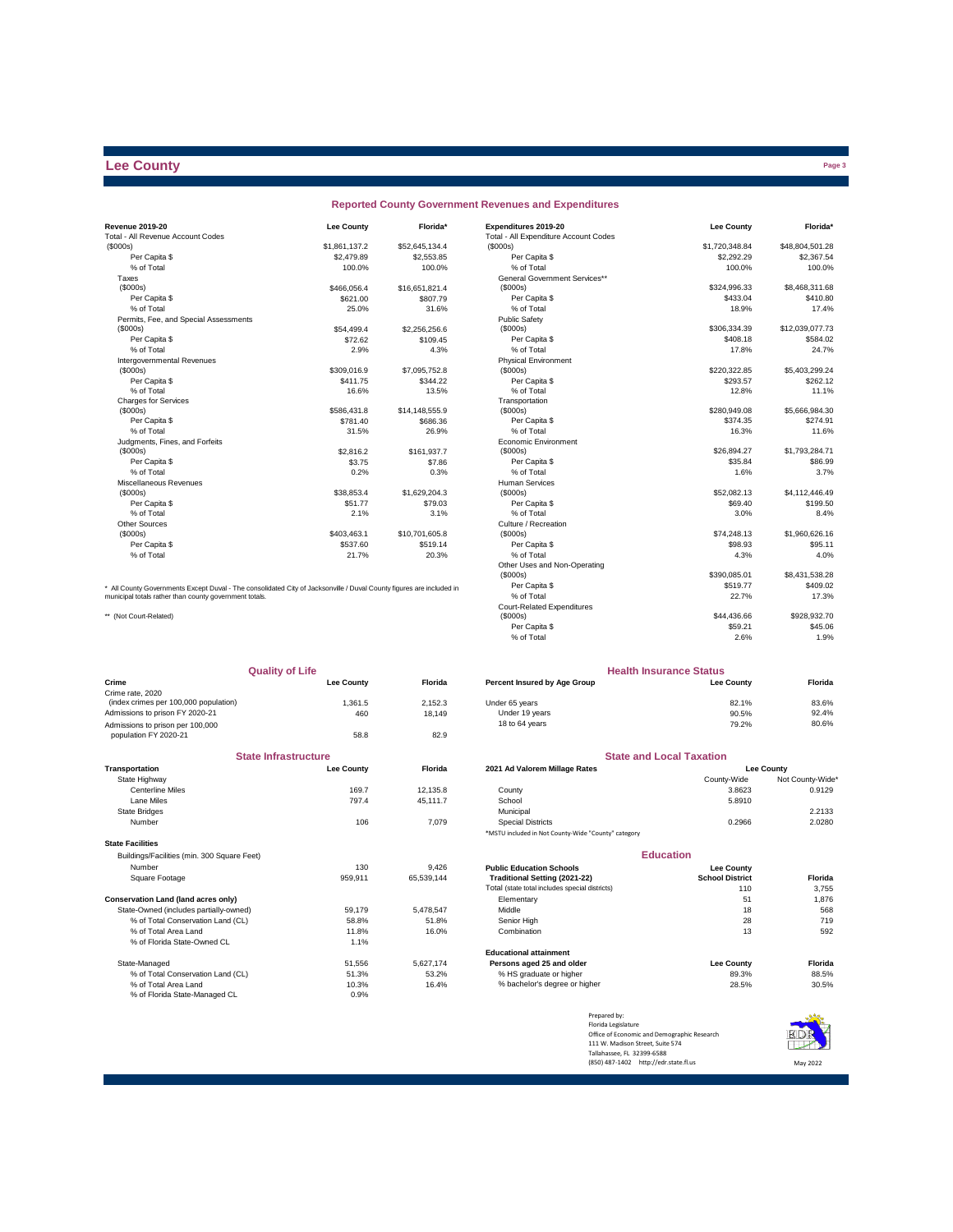# Lee County

## Reported County Government Revenues and Expenditures

| Revenue 2019-20 | Lee County | Florida* |
|---|---|---|
| Total - All Revenue Account Codes | | |
| ($000s) | $1,861,137.2 | $52,645,134.4 |
| Per Capita $ | $2,479.89 | $2,553.85 |
| % of Total | 100.0% | 100.0% |
| Taxes | | |
| ($000s) | $466,056.4 | $16,651,821.4 |
| Per Capita $ | $621.00 | $807.79 |
| % of Total | 25.0% | 31.6% |
| Permits, Fee, and Special Assessments | | |
| ($000s) | $54,499.4 | $2,256,256.6 |
| Per Capita $ | $72.62 | $109.45 |
| % of Total | 2.9% | 4.3% |
| Intergovernmental Revenues | | |
| ($000s) | $309,016.9 | $7,095,752.8 |
| Per Capita $ | $411.75 | $344.22 |
| % of Total | 16.6% | 13.5% |
| Charges for Services | | |
| ($000s) | $586,431.8 | $14,148,555.9 |
| Per Capita $ | $781.40 | $686.36 |
| % of Total | 31.5% | 26.9% |
| Judgments, Fines, and Forfeits | | |
| ($000s) | $2,816.2 | $161,937.7 |
| Per Capita $ | $3.75 | $7.86 |
| % of Total | 0.2% | 0.3% |
| Miscellaneous Revenues | | |
| ($000s) | $38,853.4 | $1,629,204.3 |
| Per Capita $ | $51.77 | $79.03 |
| % of Total | 2.1% | 3.1% |
| Other Sources | | |
| ($000s) | $403,463.1 | $10,701,605.8 |
| Per Capita $ | $537.60 | $519.14 |
| % of Total | 21.7% | 20.3% |

\* All County Governments Except Duval - The consolidated City of Jacksonville / Duval County figures are included in municipal totals rather than county government totals.

** (Not Court-Related)

| Expenditures 2019-20 | Lee County | Florida* |
|---|---|---|
| Total - All Expenditure Account Codes | | |
| ($000s) | $1,720,348.84 | $48,804,501.28 |
| Per Capita $ | $2,292.29 | $2,367.54 |
| % of Total | 100.0% | 100.0% |
| General Government Services** | | |
| ($000s) | $324,996.33 | $8,468,311.68 |
| Per Capita $ | $433.04 | $410.80 |
| % of Total | 18.9% | 17.4% |
| Public Safety | | |
| ($000s) | $306,334.39 | $12,039,077.73 |
| Per Capita $ | $408.18 | $584.02 |
| % of Total | 17.8% | 24.7% |
| Physical Environment | | |
| ($000s) | $220,322.85 | $5,403,299.24 |
| Per Capita $ | $293.57 | $262.12 |
| % of Total | 12.8% | 11.1% |
| Transportation | | |
| ($000s) | $280,949.08 | $5,666,984.30 |
| Per Capita $ | $374.35 | $274.91 |
| % of Total | 16.3% | 11.6% |
| Economic Environment | | |
| ($000s) | $26,894.27 | $1,793,284.71 |
| Per Capita $ | $35.84 | $86.99 |
| % of Total | 1.6% | 3.7% |
| Human Services | | |
| ($000s) | $52,082.13 | $4,112,446.49 |
| Per Capita $ | $69.40 | $199.50 |
| % of Total | 3.0% | 8.4% |
| Culture / Recreation | | |
| ($000s) | $74,248.13 | $1,960,626.16 |
| Per Capita $ | $98.93 | $95.11 |
| % of Total | 4.3% | 4.0% |
| Other Uses and Non-Operating | | |
| ($000s) | $390,085.01 | $8,431,538.28 |
| Per Capita $ | $519.77 | $409.02 |
| % of Total | 22.7% | 17.3% |
| Court-Related Expenditures | | |
| ($000s) | $44,436.66 | $928,932.70 |
| Per Capita $ | $59.21 | $45.06 |
| % of Total | 2.6% | 1.9% |

## Quality of Life

| Crime | Lee County | Florida |
|---|---|---|
| Crime rate, 2020 (index crimes per 100,000 population) | 1,361.5 | 2,152.3 |
| Admissions to prison FY 2020-21 | 460 | 18,149 |
| Admissions to prison per 100,000 population FY 2020-21 | 58.8 | 82.9 |

## Health Insurance Status

| Percent Insured by Age Group | Lee County | Florida |
|---|---|---|
| Under 65 years | 82.1% | 83.6% |
| Under 19 years | 90.5% | 92.4% |
| 18 to 64 years | 79.2% | 80.6% |

## State Infrastructure

| Transportation | Lee County | Florida |
|---|---|---|
| State Highway | | |
| Centerline Miles | 169.7 | 12,135.8 |
| Lane Miles | 797.4 | 45,111.7 |
| State Bridges | | |
| Number | 106 | 7,079 |
| **State Facilities** | | |
| Buildings/Facilities (min. 300 Square Feet) | | |
| Number | 130 | 9,426 |
| Square Footage | 959,911 | 65,539,144 |
| **Conservation Land (land acres only)** | | |
| State-Owned (includes partially-owned) | 59,179 | 5,478,547 |
| % of Total Conservation Land (CL) | 58.8% | 51.8% |
| % of Total Area Land | 11.8% | 16.0% |
| % of Florida State-Owned CL | 1.1% | |
| State-Managed | 51,556 | 5,627,174 |
| % of Total Conservation Land (CL) | 51.3% | 53.2% |
| % of Total Area Land | 10.3% | 16.4% |
| % of Florida State-Managed CL | 0.9% | |

## State and Local Taxation

| 2021 Ad Valorem Millage Rates | Lee County County-Wide | Lee County Not County-Wide* |
|---|---|---|
| County | 3.8623 | 0.9129 |
| School | 5.8910 | |
| Municipal | | 2.2133 |
| Special Districts | 0.2966 | 2.0280 |

*MSTU included in Not County-Wide "County" category

## Education

| Public Education Schools Traditional Setting (2021-22) | Lee County School District | Florida |
|---|---|---|
| Total (state total includes special districts) | 110 | 3,755 |
| Elementary | 51 | 1,876 |
| Middle | 18 | 568 |
| Senior High | 28 | 719 |
| Combination | 13 | 592 |

| Educational attainment Persons aged 25 and older | Lee County | Florida |
|---|---|---|
| % HS graduate or higher | 89.3% | 88.5% |
| % bachelor's degree or higher | 28.5% | 30.5% |

Prepared by:
Florida Legislature
Office of Economic and Demographic Research
111 W. Madison Street, Suite 574
Tallahassee, FL 32399-6588
(850) 487-1402 http://edr.state.fl.us

May 2022